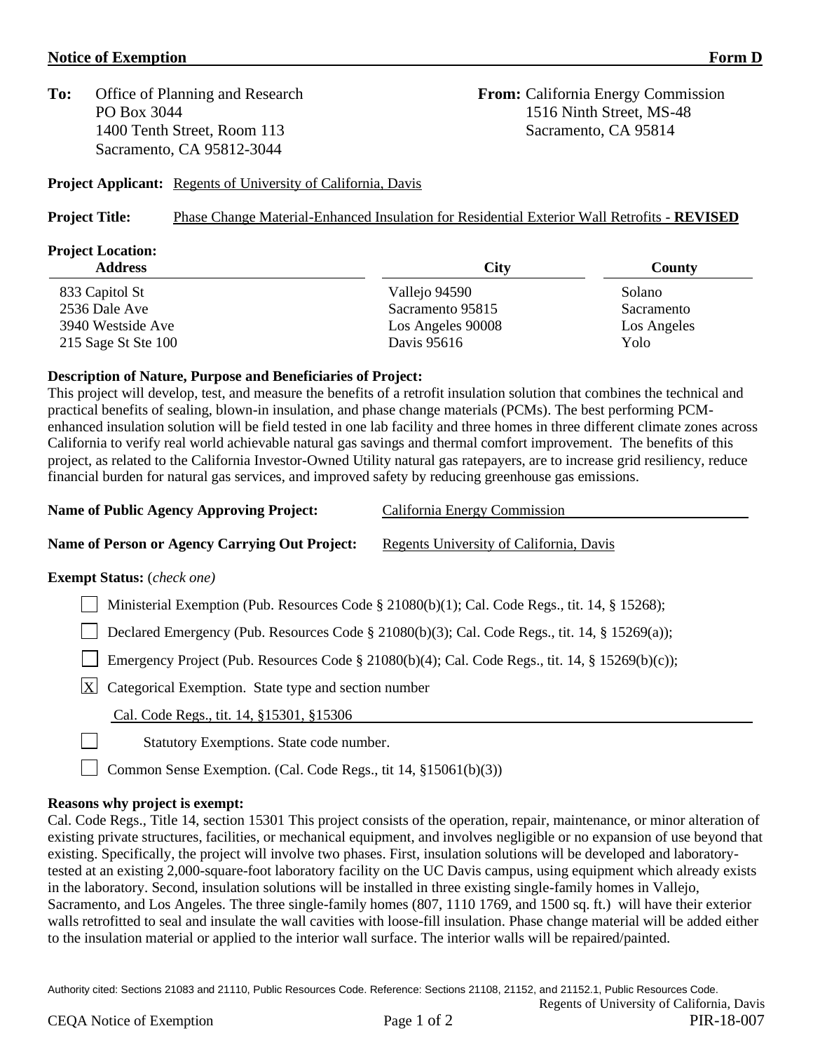**Notice of Exemption** **Form D**

**To:** Office of Planning and Research
PO Box 3044
1400 Tenth Street, Room 113
Sacramento, CA 95812-3044

**From:** California Energy Commission
1516 Ninth Street, MS-48
Sacramento, CA 95814

**Project Applicant:** Regents of University of California, Davis

**Project Title:** Phase Change Material-Enhanced Insulation for Residential Exterior Wall Retrofits - **REVISED**

**Project Location:**

| Address | City | County |
|---|---|---|
| 833 Capitol St | Vallejo 94590 | Solano |
| 2536 Dale Ave | Sacramento 95815 | Sacramento |
| 3940 Westside Ave | Los Angeles 90008 | Los Angeles |
| 215 Sage St Ste 100 | Davis 95616 | Yolo |

**Description of Nature, Purpose and Beneficiaries of Project:**
This project will develop, test, and measure the benefits of a retrofit insulation solution that combines the technical and practical benefits of sealing, blown-in insulation, and phase change materials (PCMs). The best performing PCM-enhanced insulation solution will be field tested in one lab facility and three homes in three different climate zones across California to verify real world achievable natural gas savings and thermal comfort improvement. The benefits of this project, as related to the California Investor-Owned Utility natural gas ratepayers, are to increase grid resiliency, reduce financial burden for natural gas services, and improved safety by reducing greenhouse gas emissions.

**Name of Public Agency Approving Project:** California Energy Commission

**Name of Person or Agency Carrying Out Project:** Regents University of California, Davis

**Exempt Status:** (*check one*)

- [ ] Ministerial Exemption (Pub. Resources Code § 21080(b)(1); Cal. Code Regs., tit. 14, § 15268);
- [ ] Declared Emergency (Pub. Resources Code § 21080(b)(3); Cal. Code Regs., tit. 14, § 15269(a));
- [ ] Emergency Project (Pub. Resources Code § 21080(b)(4); Cal. Code Regs., tit. 14, § 15269(b)(c));
- [X] Categorical Exemption. State type and section number
  Cal. Code Regs., tit. 14, §15301, §15306
- [ ] Statutory Exemptions. State code number.
- [ ] Common Sense Exemption. (Cal. Code Regs., tit 14, §15061(b)(3))

**Reasons why project is exempt:**
Cal. Code Regs., Title 14, section 15301 This project consists of the operation, repair, maintenance, or minor alteration of existing private structures, facilities, or mechanical equipment, and involves negligible or no expansion of use beyond that existing. Specifically, the project will involve two phases. First, insulation solutions will be developed and laboratory-tested at an existing 2,000-square-foot laboratory facility on the UC Davis campus, using equipment which already exists in the laboratory. Second, insulation solutions will be installed in three existing single-family homes in Vallejo, Sacramento, and Los Angeles. The three single-family homes (807, 1110 1769, and 1500 sq. ft.) will have their exterior walls retrofitted to seal and insulate the wall cavities with loose-fill insulation. Phase change material will be added either to the insulation material or applied to the interior wall surface. The interior walls will be repaired/painted.

Authority cited: Sections 21083 and 21110, Public Resources Code. Reference: Sections 21108, 21152, and 21152.1, Public Resources Code.

Regents of University of California, Davis
PIR-18-007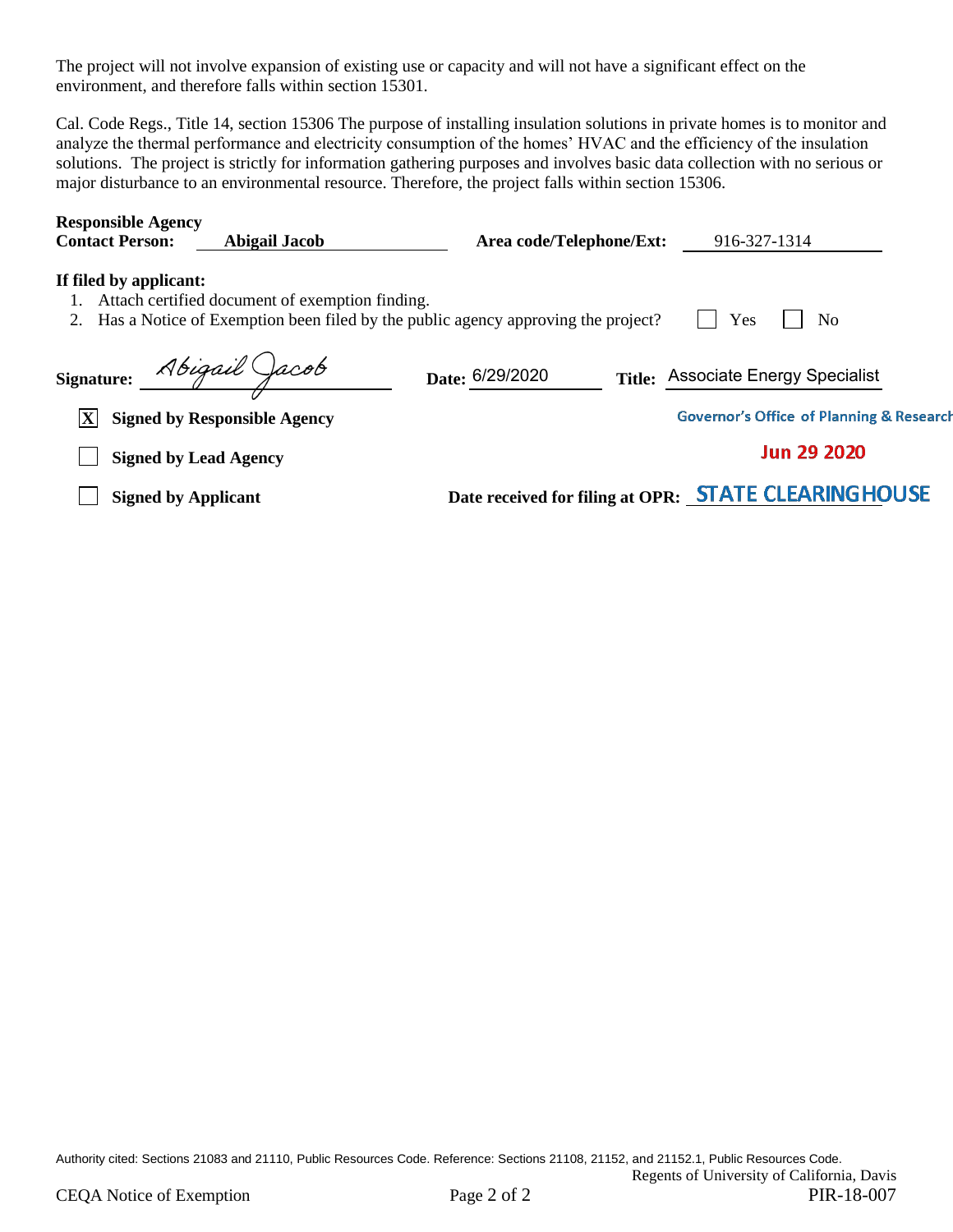The project will not involve expansion of existing use or capacity and will not have a significant effect on the environment, and therefore falls within section 15301.

Cal. Code Regs., Title 14, section 15306 The purpose of installing insulation solutions in private homes is to monitor and analyze the thermal performance and electricity consumption of the homes' HVAC and the efficiency of the insulation solutions. The project is strictly for information gathering purposes and involves basic data collection with no serious or major disturbance to an environmental resource. Therefore, the project falls within section 15306.

**Responsible Agency**
**Contact Person:** **Abigail Jacob** **Area code/Telephone/Ext:** 916-327-1314

**If filed by applicant:**

1. Attach certified document of exemption finding.
2. Has a Notice of Exemption been filed by the public agency approving the project? ☐ Yes ☐ No

**Signature:** Abigail Jacob **Date:** 6/29/2020 **Title:** Associate Energy Specialist

☒ **Signed by Responsible Agency**

☐ **Signed by Lead Agency**

☐ **Signed by Applicant**

Governor's Office of Planning & Research
Jun 29 2020

**Date received for filing at OPR:** STATE CLEARINGHOUSE

Authority cited: Sections 21083 and 21110, Public Resources Code. Reference: Sections 21108, 21152, and 21152.1, Public Resources Code.

Regents of University of California, Davis
PIR-18-007